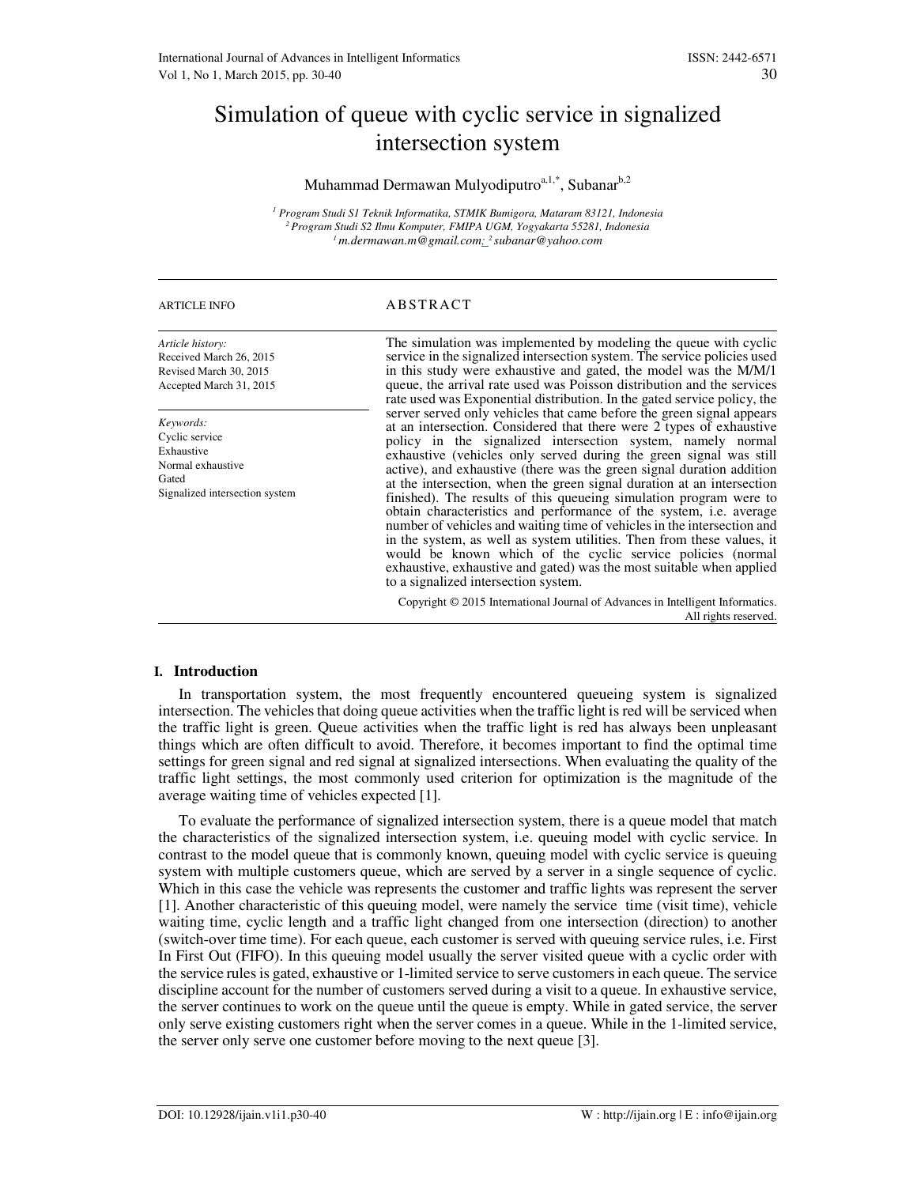# Simulation of queue with cyclic service in signalized intersection system

Muhammad Dermawan Mulyodiputro[a,1,*], Subanar[b,2]

[1] Program Studi S1 Teknik Informatika, STMIK Bumigora, Mataram 83121, Indonesia
[2] Program Studi S2 Ilmu Komputer, FMIPA UGM, Yogyakarta 55281, Indonesia
[1] m.dermawan.m@gmail.com; [2] subanar@yahoo.com

ARTICLE INFO

*Article history:*
Received March 26, 2015
Revised March 30, 2015
Accepted March 31, 2015

*Keywords:*
Cyclic service
Exhaustive
Normal exhaustive
Gated
Signalized intersection system

## ABSTRACT

The simulation was implemented by modeling the queue with cyclic service in the signalized intersection system. The service policies used in this study were exhaustive and gated, the model was the M/M/1 queue, the arrival rate used was Poisson distribution and the services rate used was Exponential distribution. In the gated service policy, the server served only vehicles that came before the green signal appears at an intersection. Considered that there were 2 types of exhaustive policy in the signalized intersection system, namely normal exhaustive (vehicles only served during the green signal was still active), and exhaustive (there was the green signal duration addition at the intersection, when the green signal duration at an intersection finished). The results of this queueing simulation program were to obtain characteristics and performance of the system, i.e. average number of vehicles and waiting time of vehicles in the intersection and in the system, as well as system utilities. Then from these values, it would be known which of the cyclic service policies (normal exhaustive, exhaustive and gated) was the most suitable when applied to a signalized intersection system.

Copyright © 2015 International Journal of Advances in Intelligent Informatics. All rights reserved.

## I. Introduction

In transportation system, the most frequently encountered queueing system is signalized intersection. The vehicles that doing queue activities when the traffic light is red will be serviced when the traffic light is green. Queue activities when the traffic light is red has always been unpleasant things which are often difficult to avoid. Therefore, it becomes important to find the optimal time settings for green signal and red signal at signalized intersections. When evaluating the quality of the traffic light settings, the most commonly used criterion for optimization is the magnitude of the average waiting time of vehicles expected [1].

To evaluate the performance of signalized intersection system, there is a queue model that match the characteristics of the signalized intersection system, i.e. queuing model with cyclic service. In contrast to the model queue that is commonly known, queuing model with cyclic service is queuing system with multiple customers queue, which are served by a server in a single sequence of cyclic. Which in this case the vehicle was represents the customer and traffic lights was represent the server [1]. Another characteristic of this queuing model, were namely the service time (visit time), vehicle waiting time, cyclic length and a traffic light changed from one intersection (direction) to another (switch-over time time). For each queue, each customer is served with queuing service rules, i.e. First In First Out (FIFO). In this queuing model usually the server visited queue with a cyclic order with the service rules is gated, exhaustive or 1-limited service to serve customers in each queue. The service discipline account for the number of customers served during a visit to a queue. In exhaustive service, the server continues to work on the queue until the queue is empty. While in gated service, the server only serve existing customers right when the server comes in a queue. While in the 1-limited service, the server only serve one customer before moving to the next queue [3].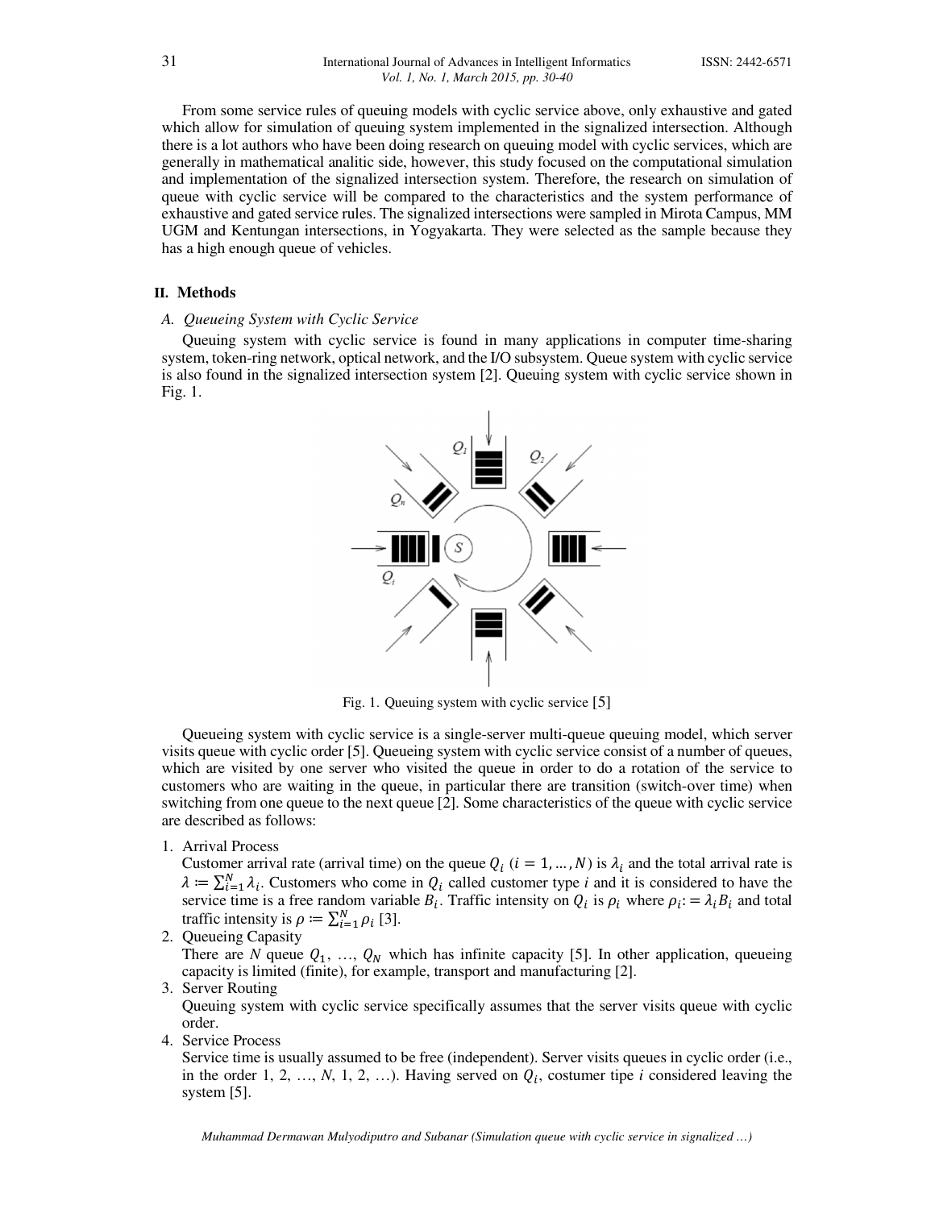From some service rules of queuing models with cyclic service above, only exhaustive and gated which allow for simulation of queuing system implemented in the signalized intersection. Although there is a lot authors who have been doing research on queuing model with cyclic services, which are generally in mathematical analitic side, however, this study focused on the computational simulation and implementation of the signalized intersection system. Therefore, the research on simulation of queue with cyclic service will be compared to the characteristics and the system performance of exhaustive and gated service rules. The signalized intersections were sampled in Mirota Campus, MM UGM and Kentungan intersections, in Yogyakarta. They were selected as the sample because they has a high enough queue of vehicles.

## II. Methods

### A. Queueing System with Cyclic Service

Queuing system with cyclic service is found in many applications in computer time-sharing system, token-ring network, optical network, and the I/O subsystem. Queue system with cyclic service is also found in the signalized intersection system [2]. Queuing system with cyclic service shown in Fig. 1.

Fig. 1. Queuing system with cyclic service [5]

Queueing system with cyclic service is a single-server multi-queue queuing model, which server visits queue with cyclic order [5]. Queueing system with cyclic service consist of a number of queues, which are visited by one server who visited the queue in order to do a rotation of the service to customers who are waiting in the queue, in particular there are transition (switch-over time) when switching from one queue to the next queue [2]. Some characteristics of the queue with cyclic service are described as follows:

1. Arrival Process
   Customer arrival rate (arrival time) on the queue $Q_i$ $(i = 1, \dots, N)$ is $\lambda_i$ and the total arrival rate is $\lambda := \sum_{i=1}^{N} \lambda_i$. Customers who come in $Q_i$ called customer type *i* and it is considered to have the service time is a free random variable $B_i$. Traffic intensity on $Q_i$ is $\rho_i$ where $\rho_i := \lambda_i B_i$ and total traffic intensity is $\rho := \sum_{i=1}^{N} \rho_i$ [3].
2. Queueing Capasity
   There are *N* queue $Q_1, \dots, Q_N$ which has infinite capacity [5]. In other application, queueing capacity is limited (finite), for example, transport and manufacturing [2].
3. Server Routing
   Queuing system with cyclic service specifically assumes that the server visits queue with cyclic order.
4. Service Process
   Service time is usually assumed to be free (independent). Server visits queues in cyclic order (i.e., in the order 1, 2, …, *N*, 1, 2, …). Having served on $Q_i$, costumer tipe *i* considered leaving the system [5].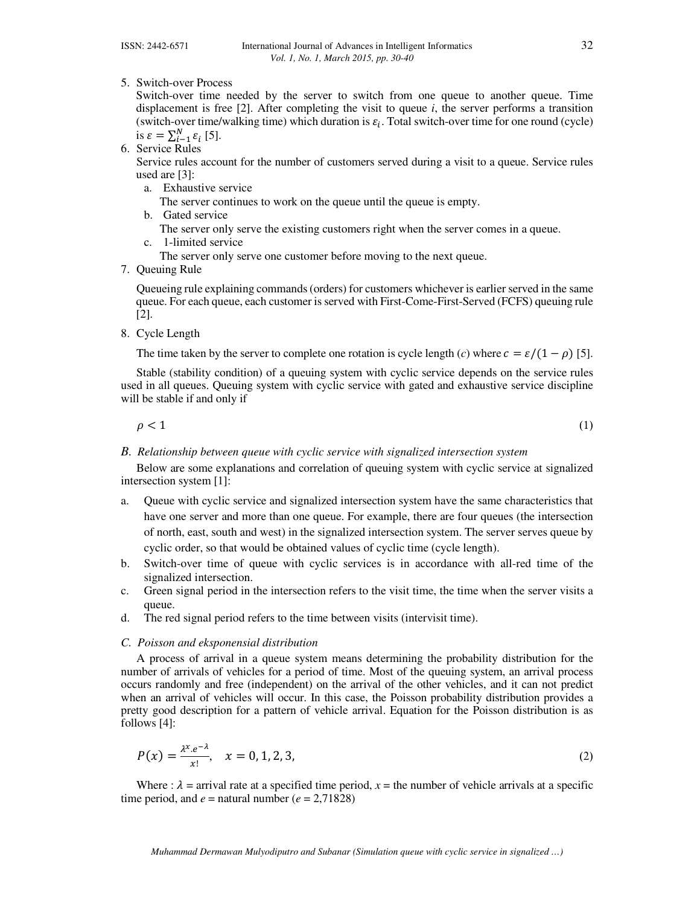5. Switch-over Process

   Switch-over time needed by the server to switch from one queue to another queue. Time displacement is free [2]. After completing the visit to queue $i$, the server performs a transition (switch-over time/walking time) which duration is $\varepsilon_i$. Total switch-over time for one round (cycle) is $\varepsilon = \sum_{i-1}^{N} \varepsilon_i$ [5].
6. Service Rules

   Service rules account for the number of customers served during a visit to a queue. Service rules used are [3]:
   a. Exhaustive service

      The server continues to work on the queue until the queue is empty.
   b. Gated service

      The server only serve the existing customers right when the server comes in a queue.
   c. 1-limited service

      The server only serve one customer before moving to the next queue.
7. Queuing Rule

   Queueing rule explaining commands (orders) for customers whichever is earlier served in the same queue. For each queue, each customer is served with First-Come-First-Served (FCFS) queuing rule [2].
8. Cycle Length

   The time taken by the server to complete one rotation is cycle length ($c$) where $c = \varepsilon/(1-\rho)$ [5].

   Stable (stability condition) of a queuing system with cyclic service depends on the service rules used in all queues. Queuing system with cyclic service with gated and exhaustive service discipline will be stable if and only if

$$\rho < 1 \tag{1}$$

### *B. Relationship between queue with cyclic service with signalized intersection system*

Below are some explanations and correlation of queuing system with cyclic service at signalized intersection system [1]:

a. Queue with cyclic service and signalized intersection system have the same characteristics that have one server and more than one queue. For example, there are four queues (the intersection of north, east, south and west) in the signalized intersection system. The server serves queue by cyclic order, so that would be obtained values of cyclic time (cycle length).
b. Switch-over time of queue with cyclic services is in accordance with all-red time of the signalized intersection.
c. Green signal period in the intersection refers to the visit time, the time when the server visits a queue.
d. The red signal period refers to the time between visits (intervisit time).

### *C. Poisson and eksponensial distribution*

A process of arrival in a queue system means determining the probability distribution for the number of arrivals of vehicles for a period of time. Most of the queuing system, an arrival process occurs randomly and free (independent) on the arrival of the other vehicles, and it can not predict when an arrival of vehicles will occur. In this case, the Poisson probability distribution provides a pretty good description for a pattern of vehicle arrival. Equation for the Poisson distribution is as follows [4]:

$$P(x) = \frac{\lambda^x . e^{-\lambda}}{x!}, \quad x = 0, 1, 2, 3, \tag{2}$$

Where : $\lambda$ = arrival rate at a specified time period, $x$ = the number of vehicle arrivals at a specific time period, and $e$ = natural number ($e$ = 2,71828)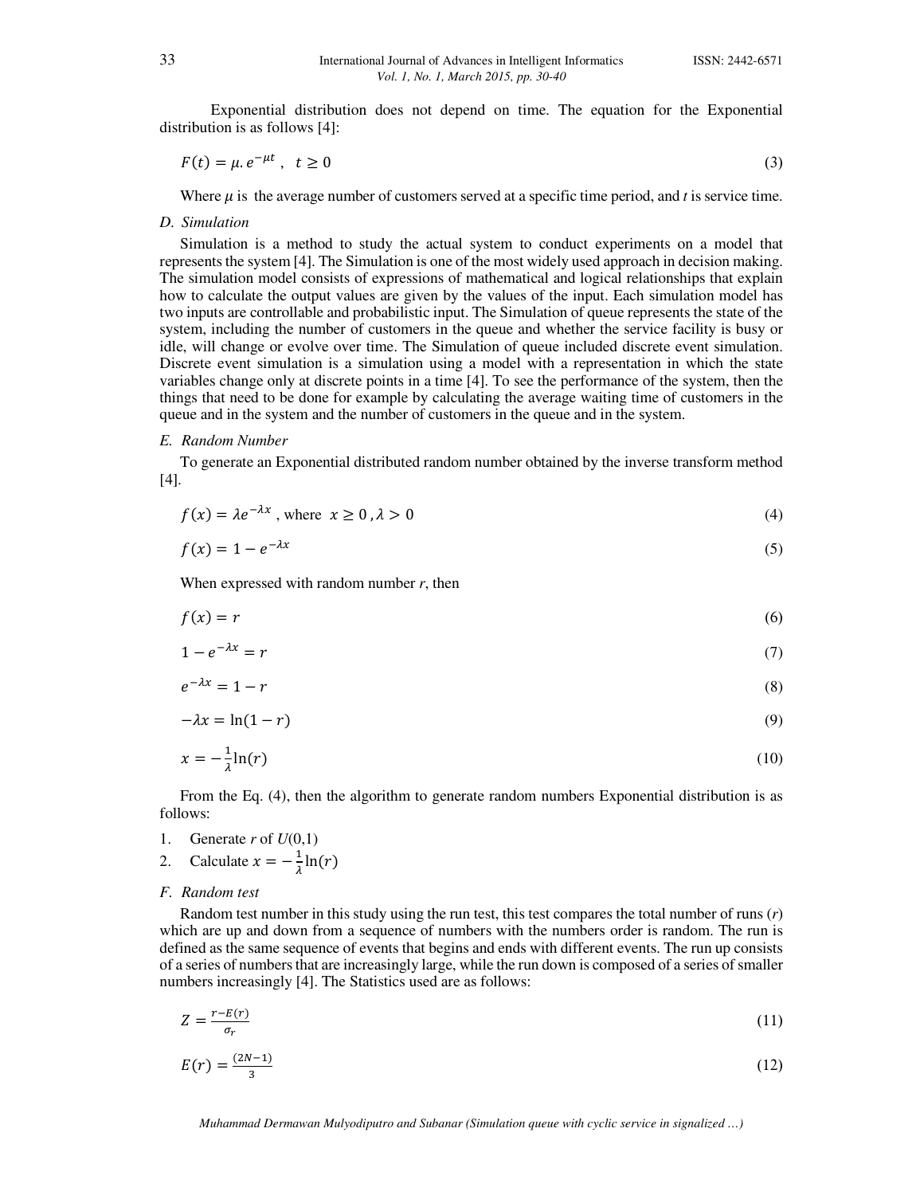Exponential distribution does not depend on time. The equation for the Exponential distribution is as follows [4]:

$$F(t) = \mu . e^{-\mu t} , \quad t \geq 0 \tag{3}$$

Where $\mu$ is the average number of customers served at a specific time period, and $t$ is service time.

### D. Simulation

Simulation is a method to study the actual system to conduct experiments on a model that represents the system [4]. The Simulation is one of the most widely used approach in decision making. The simulation model consists of expressions of mathematical and logical relationships that explain how to calculate the output values are given by the values of the input. Each simulation model has two inputs are controllable and probabilistic input. The Simulation of queue represents the state of the system, including the number of customers in the queue and whether the service facility is busy or idle, will change or evolve over time. The Simulation of queue included discrete event simulation. Discrete event simulation is a simulation using a model with a representation in which the state variables change only at discrete points in a time [4]. To see the performance of the system, then the things that need to be done for example by calculating the average waiting time of customers in the queue and in the system and the number of customers in the queue and in the system.

### E. Random Number

To generate an Exponential distributed random number obtained by the inverse transform method [4].

$$f(x) = \lambda e^{-\lambda x} \text{, where } x \geq 0 , \lambda > 0 \tag{4}$$

$$f(x) = 1 - e^{-\lambda x} \tag{5}$$

When expressed with random number $r$, then

$$f(x) = r \tag{6}$$

$$1 - e^{-\lambda x} = r \tag{7}$$

$$e^{-\lambda x} = 1 - r \tag{8}$$

$$-\lambda x = \ln(1 - r) \tag{9}$$

$$x = -\frac{1}{\lambda} \ln(r) \tag{10}$$

From the Eq. (4), then the algorithm to generate random numbers Exponential distribution is as follows:

1. Generate $r$ of $U(0,1)$
2. Calculate $x = -\frac{1}{\lambda} \ln(r)$

### F. Random test

Random test number in this study using the run test, this test compares the total number of runs ($r$) which are up and down from a sequence of numbers with the numbers order is random. The run is defined as the same sequence of events that begins and ends with different events. The run up consists of a series of numbers that are increasingly large, while the run down is composed of a series of smaller numbers increasingly [4]. The Statistics used are as follows:

$$Z = \frac{r - E(r)}{\sigma_r} \tag{11}$$

$$E(r) = \frac{(2N - 1)}{3} \tag{12}$$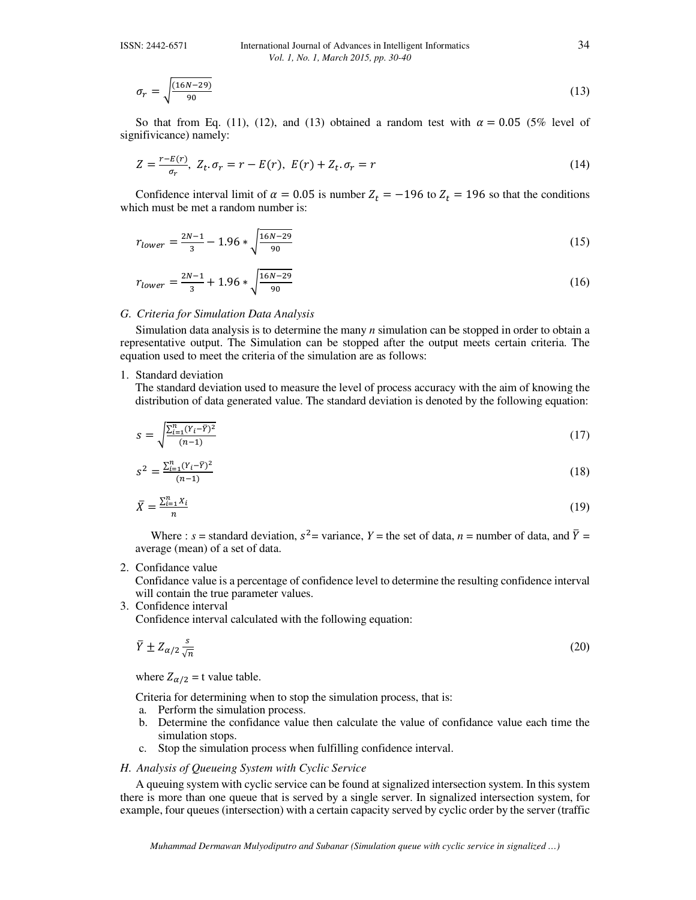$$\sigma_r = \sqrt{\frac{(16N-29)}{90}} \tag{13}$$

So that from Eq. (11), (12), and (13) obtained a random test with $\alpha = 0.05$ (5% level of signifivicance) namely:

$$Z = \frac{r-E(r)}{\sigma_r},\ Z_t.\sigma_r = r - E(r),\ E(r) + Z_t.\sigma_r = r \tag{14}$$

Confidence interval limit of $\alpha = 0.05$ is number $Z_t = -196$ to $Z_t = 196$ so that the conditions which must be met a random number is:

$$r_{lower} = \frac{2N-1}{3} - 1.96 * \sqrt{\frac{16N-29}{90}} \tag{15}$$

$$r_{lower} = \frac{2N-1}{3} + 1.96 * \sqrt{\frac{16N-29}{90}} \tag{16}$$

### *G. Criteria for Simulation Data Analysis*

Simulation data analysis is to determine the many *n* simulation can be stopped in order to obtain a representative output. The Simulation can be stopped after the output meets certain criteria. The equation used to meet the criteria of the simulation are as follows:

1. Standard deviation

   The standard deviation used to measure the level of process accuracy with the aim of knowing the distribution of data generated value. The standard deviation is denoted by the following equation:

$$s = \sqrt{\frac{\sum_{i=1}^{n}(Y_i - \bar{Y})^2}{(n-1)}} \tag{17}$$

$$s^2 = \frac{\sum_{i=1}^{n}(Y_i - \bar{Y})^2}{(n-1)} \tag{18}$$

$$\bar{X} = \frac{\sum_{i=1}^{n} X_i}{n} \tag{19}$$

   Where : *s* = standard deviation, $s^2$= variance, *Y* = the set of data, *n* = number of data, and $\bar{Y}$ = average (mean) of a set of data.

2. Confidance value

   Confidance value is a percentage of confidence level to determine the resulting confidence interval will contain the true parameter values.

3. Confidence interval

   Confidence interval calculated with the following equation:

$$\bar{Y} \pm Z_{\alpha/2} \frac{s}{\sqrt{n}} \tag{20}$$

   where $Z_{\alpha/2}$ = t value table.

   Criteria for determining when to stop the simulation process, that is:

   a. Perform the simulation process.
   b. Determine the confidance value then calculate the value of confidance value each time the simulation stops.
   c. Stop the simulation process when fulfilling confidence interval.

### *H. Analysis of Queueing System with Cyclic Service*

A queuing system with cyclic service can be found at signalized intersection system. In this system there is more than one queue that is served by a single server. In signalized intersection system, for example, four queues (intersection) with a certain capacity served by cyclic order by the server (traffic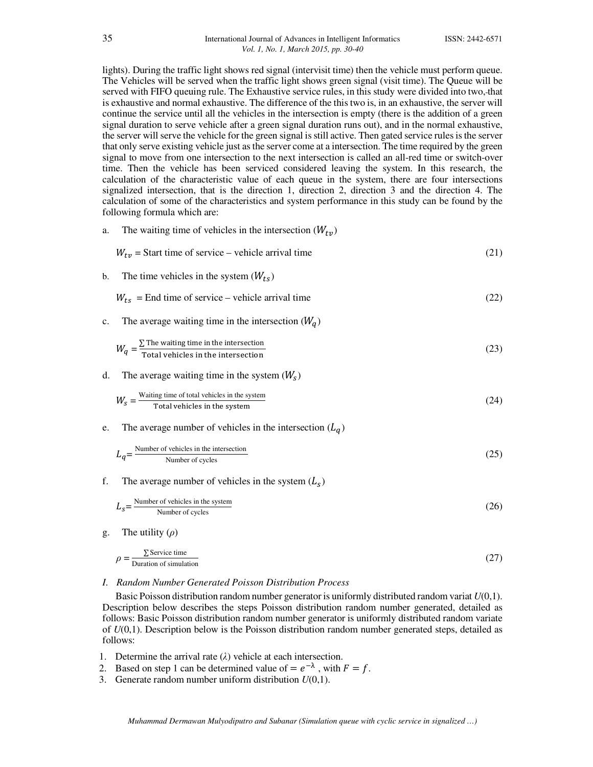lights). During the traffic light shows red signal (intervisit time) then the vehicle must perform queue. The Vehicles will be served when the traffic light shows green signal (visit time). The Queue will be served with FIFO queuing rule. The Exhaustive service rules, in this study were divided into two, that is exhaustive and normal exhaustive. The difference of the this two is, in an exhaustive, the server will continue the service until all the vehicles in the intersection is empty (there is the addition of a green signal duration to serve vehicle after a green signal duration runs out), and in the normal exhaustive, the server will serve the vehicle for the green signal is still active. Then gated service rules is the server that only serve existing vehicle just as the server come at a intersection. The time required by the green signal to move from one intersection to the next intersection is called an all-red time or switch-over time. Then the vehicle has been serviced considered leaving the system. In this research, the calculation of the characteristic value of each queue in the system, there are four intersections signalized intersection, that is the direction 1, direction 2, direction 3 and the direction 4. The calculation of some of the characteristics and system performance in this study can be found by the following formula which are:

a. The waiting time of vehicles in the intersection ($W_{tv}$)

$$W_{tv} = \text{Start time of service} - \text{vehicle arrival time} \tag{21}$$

b. The time vehicles in the system ($W_{ts}$)

$$W_{ts} = \text{End time of service} - \text{vehicle arrival time} \tag{22}$$

c. The average waiting time in the intersection ($W_q$)

$$W_q = \frac{\sum \text{The waiting time in the intersection}}{\text{Total vehicles in the intersection}} \tag{23}$$

d. The average waiting time in the system ($W_s$)

$$W_s = \frac{\text{Waiting time of total vehicles in the system}}{\text{Total vehicles in the system}} \tag{24}$$

e. The average number of vehicles in the intersection ($L_q$)

$$L_q = \frac{\text{Number of vehicles in the intersection}}{\text{Number of cycles}} \tag{25}$$

f. The average number of vehicles in the system ($L_s$)

$$L_s = \frac{\text{Number of vehicles in the system}}{\text{Number of cycles}} \tag{26}$$

g. The utility ($\rho$)

$$\rho = \frac{\sum \text{Service time}}{\text{Duration of simulation}} \tag{27}$$

### *I. Random Number Generated Poisson Distribution Process*

Basic Poisson distribution random number generator is uniformly distributed random variat $U(0,1)$. Description below describes the steps Poisson distribution random number generated, detailed as follows: Basic Poisson distribution random number generator is uniformly distributed random variate of $U(0,1)$. Description below is the Poisson distribution random number generated steps, detailed as follows:

1. Determine the arrival rate ($\lambda$) vehicle at each intersection.
2. Based on step 1 can be determined value of $= e^{-\lambda}$ , with $F = f$.
3. Generate random number uniform distribution $U(0,1)$.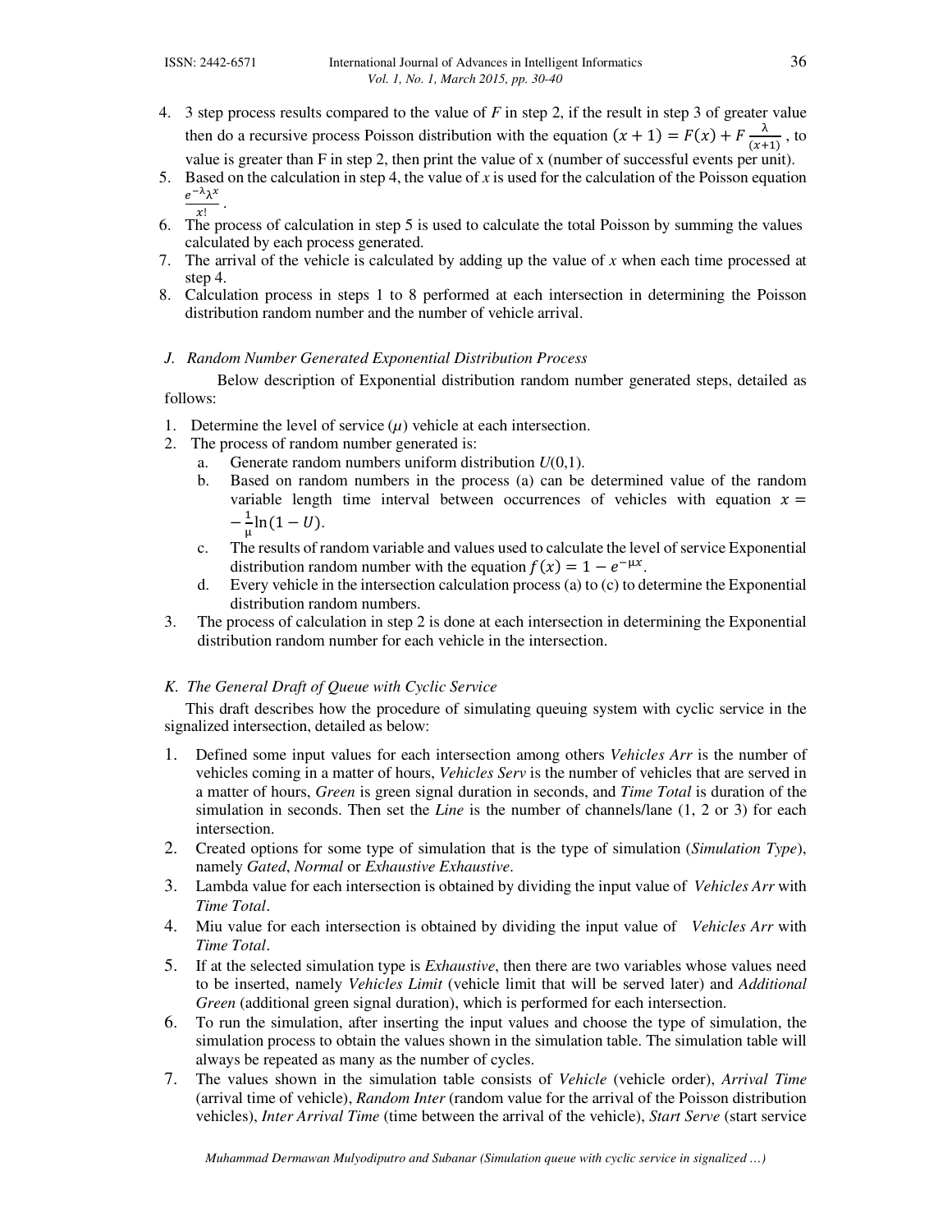4. 3 step process results compared to the value of *F* in step 2, if the result in step 3 of greater value then do a recursive process Poisson distribution with the equation $(x+1) = F(x) + F\frac{\lambda}{(x+1)}$ , to value is greater than F in step 2, then print the value of x (number of successful events per unit).
5. Based on the calculation in step 4, the value of *x* is used for the calculation of the Poisson equation $\frac{e^{-\lambda}\lambda^{x}}{x!}$.
6. The process of calculation in step 5 is used to calculate the total Poisson by summing the values calculated by each process generated.
7. The arrival of the vehicle is calculated by adding up the value of *x* when each time processed at step 4.
8. Calculation process in steps 1 to 8 performed at each intersection in determining the Poisson distribution random number and the number of vehicle arrival.

### *J. Random Number Generated Exponential Distribution Process*

Below description of Exponential distribution random number generated steps, detailed as follows:

1. Determine the level of service ($\mu$) vehicle at each intersection.
2. The process of random number generated is:
   a. Generate random numbers uniform distribution *U*(0,1).
   b. Based on random numbers in the process (a) can be determined value of the random variable length time interval between occurrences of vehicles with equation $x = -\frac{1}{\mu}\ln(1-U)$.
   c. The results of random variable and values used to calculate the level of service Exponential distribution random number with the equation $f(x) = 1 - e^{-\mu x}$.
   d. Every vehicle in the intersection calculation process (a) to (c) to determine the Exponential distribution random numbers.
3. The process of calculation in step 2 is done at each intersection in determining the Exponential distribution random number for each vehicle in the intersection.

### *K. The General Draft of Queue with Cyclic Service*

This draft describes how the procedure of simulating queuing system with cyclic service in the signalized intersection, detailed as below:

1. Defined some input values for each intersection among others *Vehicles Arr* is the number of vehicles coming in a matter of hours, *Vehicles Serv* is the number of vehicles that are served in a matter of hours, *Green* is green signal duration in seconds, and *Time Total* is duration of the simulation in seconds. Then set the *Line* is the number of channels/lane (1, 2 or 3) for each intersection.
2. Created options for some type of simulation that is the type of simulation (*Simulation Type*), namely *Gated*, *Normal* or *Exhaustive Exhaustive*.
3. Lambda value for each intersection is obtained by dividing the input value of *Vehicles Arr* with *Time Total*.
4. Miu value for each intersection is obtained by dividing the input value of *Vehicles Arr* with *Time Total*.
5. If at the selected simulation type is *Exhaustive*, then there are two variables whose values need to be inserted, namely *Vehicles Limit* (vehicle limit that will be served later) and *Additional Green* (additional green signal duration), which is performed for each intersection.
6. To run the simulation, after inserting the input values and choose the type of simulation, the simulation process to obtain the values shown in the simulation table. The simulation table will always be repeated as many as the number of cycles.
7. The values shown in the simulation table consists of *Vehicle* (vehicle order), *Arrival Time* (arrival time of vehicle), *Random Inter* (random value for the arrival of the Poisson distribution vehicles), *Inter Arrival Time* (time between the arrival of the vehicle), *Start Serve* (start service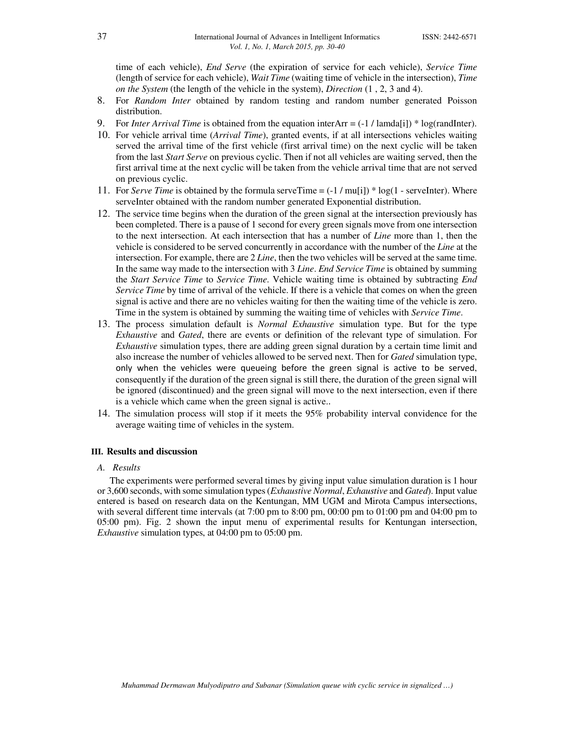time of each vehicle), *End Serve* (the expiration of service for each vehicle), *Service Time* (length of service for each vehicle), *Wait Time* (waiting time of vehicle in the intersection), *Time on the System* (the length of the vehicle in the system), *Direction* (1 , 2, 3 and 4).

8. For *Random Inter* obtained by random testing and random number generated Poisson distribution.
9. For *Inter Arrival Time* is obtained from the equation interArr = (-1 / lamda[i]) * log(randInter).
10. For vehicle arrival time (*Arrival Time*), granted events, if at all intersections vehicles waiting served the arrival time of the first vehicle (first arrival time) on the next cyclic will be taken from the last *Start Serve* on previous cyclic. Then if not all vehicles are waiting served, then the first arrival time at the next cyclic will be taken from the vehicle arrival time that are not served on previous cyclic.
11. For *Serve Time* is obtained by the formula serveTime = (-1 / mu[i]) * log(1 - serveInter). Where serveInter obtained with the random number generated Exponential distribution.
12. The service time begins when the duration of the green signal at the intersection previously has been completed. There is a pause of 1 second for every green signals move from one intersection to the next intersection. At each intersection that has a number of *Line* more than 1, then the vehicle is considered to be served concurrently in accordance with the number of the *Line* at the intersection. For example, there are 2 *Line*, then the two vehicles will be served at the same time. In the same way made to the intersection with 3 *Line*. *End Service Time* is obtained by summing the *Start Service Time* to *Service Time*. Vehicle waiting time is obtained by subtracting *End Service Time* by time of arrival of the vehicle. If there is a vehicle that comes on when the green signal is active and there are no vehicles waiting for then the waiting time of the vehicle is zero. Time in the system is obtained by summing the waiting time of vehicles with *Service Time*.
13. The process simulation default is *Normal Exhaustive* simulation type. But for the type *Exhaustive* and *Gated*, there are events or definition of the relevant type of simulation. For *Exhaustive* simulation types, there are adding green signal duration by a certain time limit and also increase the number of vehicles allowed to be served next. Then for *Gated* simulation type, only when the vehicles were queueing before the green signal is active to be served, consequently if the duration of the green signal is still there, the duration of the green signal will be ignored (discontinued) and the green signal will move to the next intersection, even if there is a vehicle which came when the green signal is active..
14. The simulation process will stop if it meets the 95% probability interval convidence for the average waiting time of vehicles in the system.

## III. Results and discussion

### A. Results

The experiments were performed several times by giving input value simulation duration is 1 hour or 3,600 seconds, with some simulation types (*Exhaustive Normal*, *Exhaustive* and *Gated*). Input value entered is based on research data on the Kentungan, MM UGM and Mirota Campus intersections, with several different time intervals (at 7:00 pm to 8:00 pm, 00:00 pm to 01:00 pm and 04:00 pm to 05:00 pm). Fig. 2 shown the input menu of experimental results for Kentungan intersection, *Exhaustive* simulation types, at 04:00 pm to 05:00 pm.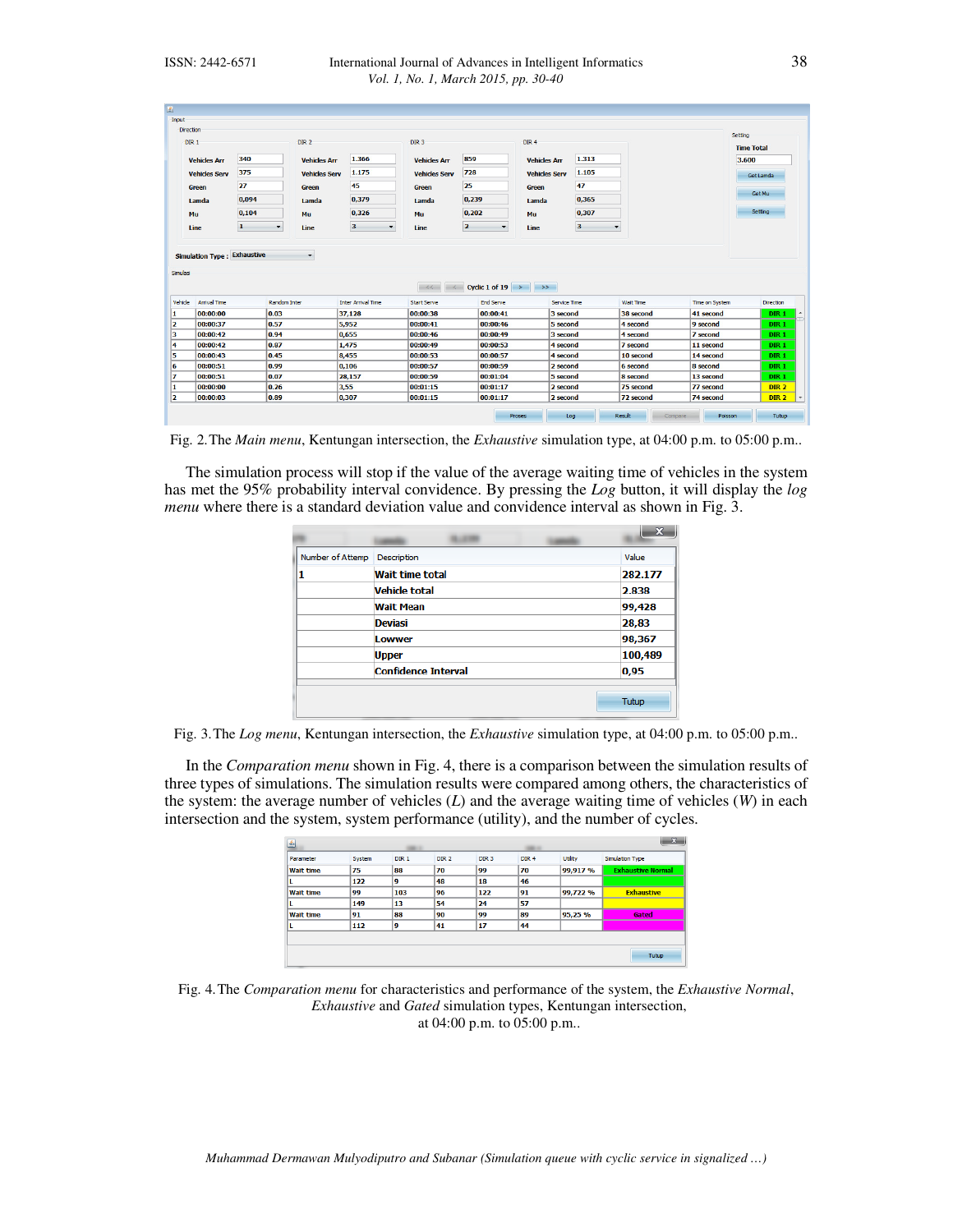Fig. 2. The *Main menu*, Kentungan intersection, the *Exhaustive* simulation type, at 04:00 p.m. to 05:00 p.m..

The simulation process will stop if the value of the average waiting time of vehicles in the system has met the 95% probability interval convidence. By pressing the *Log* button, it will display the *log menu* where there is a standard deviation value and convidence interval as shown in Fig. 3.

Fig. 3. The *Log menu*, Kentungan intersection, the *Exhaustive* simulation type, at 04:00 p.m. to 05:00 p.m..

In the *Comparation menu* shown in Fig. 4, there is a comparison between the simulation results of three types of simulations. The simulation results were compared among others, the characteristics of the system: the average number of vehicles ($L$) and the average waiting time of vehicles ($W$) in each intersection and the system, system performance (utility), and the number of cycles.

Fig. 4. The *Comparation menu* for characteristics and performance of the system, the *Exhaustive Normal*, *Exhaustive* and *Gated* simulation types, Kentungan intersection, at 04:00 p.m. to 05:00 p.m..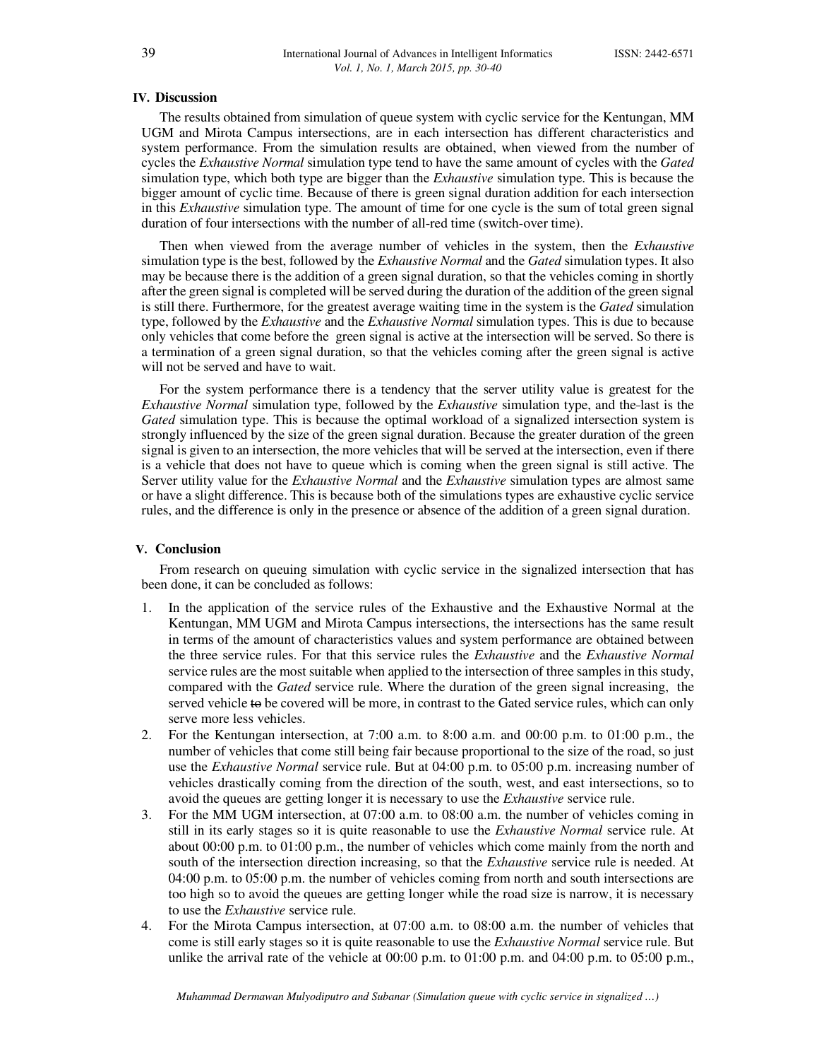## IV. Discussion

The results obtained from simulation of queue system with cyclic service for the Kentungan, MM UGM and Mirota Campus intersections, are in each intersection has different characteristics and system performance. From the simulation results are obtained, when viewed from the number of cycles the *Exhaustive Normal* simulation type tend to have the same amount of cycles with the *Gated* simulation type, which both type are bigger than the *Exhaustive* simulation type. This is because the bigger amount of cyclic time. Because of there is green signal duration addition for each intersection in this *Exhaustive* simulation type. The amount of time for one cycle is the sum of total green signal duration of four intersections with the number of all-red time (switch-over time).

Then when viewed from the average number of vehicles in the system, then the *Exhaustive* simulation type is the best, followed by the *Exhaustive Normal* and the *Gated* simulation types. It also may be because there is the addition of a green signal duration, so that the vehicles coming in shortly after the green signal is completed will be served during the duration of the addition of the green signal is still there. Furthermore, for the greatest average waiting time in the system is the *Gated* simulation type, followed by the *Exhaustive* and the *Exhaustive Normal* simulation types. This is due to because only vehicles that come before the green signal is active at the intersection will be served. So there is a termination of a green signal duration, so that the vehicles coming after the green signal is active will not be served and have to wait.

For the system performance there is a tendency that the server utility value is greatest for the *Exhaustive Normal* simulation type, followed by the *Exhaustive* simulation type, and the last is the *Gated* simulation type. This is because the optimal workload of a signalized intersection system is strongly influenced by the size of the green signal duration. Because the greater duration of the green signal is given to an intersection, the more vehicles that will be served at the intersection, even if there is a vehicle that does not have to queue which is coming when the green signal is still active. The Server utility value for the *Exhaustive Normal* and the *Exhaustive* simulation types are almost same or have a slight difference. This is because both of the simulations types are exhaustive cyclic service rules, and the difference is only in the presence or absence of the addition of a green signal duration.

## V. Conclusion

From research on queuing simulation with cyclic service in the signalized intersection that has been done, it can be concluded as follows:

1. In the application of the service rules of the Exhaustive and the Exhaustive Normal at the Kentungan, MM UGM and Mirota Campus intersections, the intersections has the same result in terms of the amount of characteristics values and system performance are obtained between the three service rules. For that this service rules the *Exhaustive* and the *Exhaustive Normal* service rules are the most suitable when applied to the intersection of three samples in this study, compared with the *Gated* service rule. Where the duration of the green signal increasing, the served vehicle ~~to~~ be covered will be more, in contrast to the Gated service rules, which can only serve more less vehicles.
2. For the Kentungan intersection, at 7:00 a.m. to 8:00 a.m. and 00:00 p.m. to 01:00 p.m., the number of vehicles that come still being fair because proportional to the size of the road, so just use the *Exhaustive Normal* service rule. But at 04:00 p.m. to 05:00 p.m. increasing number of vehicles drastically coming from the direction of the south, west, and east intersections, so to avoid the queues are getting longer it is necessary to use the *Exhaustive* service rule.
3. For the MM UGM intersection, at 07:00 a.m. to 08:00 a.m. the number of vehicles coming in still in its early stages so it is quite reasonable to use the *Exhaustive Normal* service rule. At about 00:00 p.m. to 01:00 p.m., the number of vehicles which come mainly from the north and south of the intersection direction increasing, so that the *Exhaustive* service rule is needed. At 04:00 p.m. to 05:00 p.m. the number of vehicles coming from north and south intersections are too high so to avoid the queues are getting longer while the road size is narrow, it is necessary to use the *Exhaustive* service rule.
4. For the Mirota Campus intersection, at 07:00 a.m. to 08:00 a.m. the number of vehicles that come is still early stages so it is quite reasonable to use the *Exhaustive Normal* service rule. But unlike the arrival rate of the vehicle at 00:00 p.m. to 01:00 p.m. and 04:00 p.m. to 05:00 p.m.,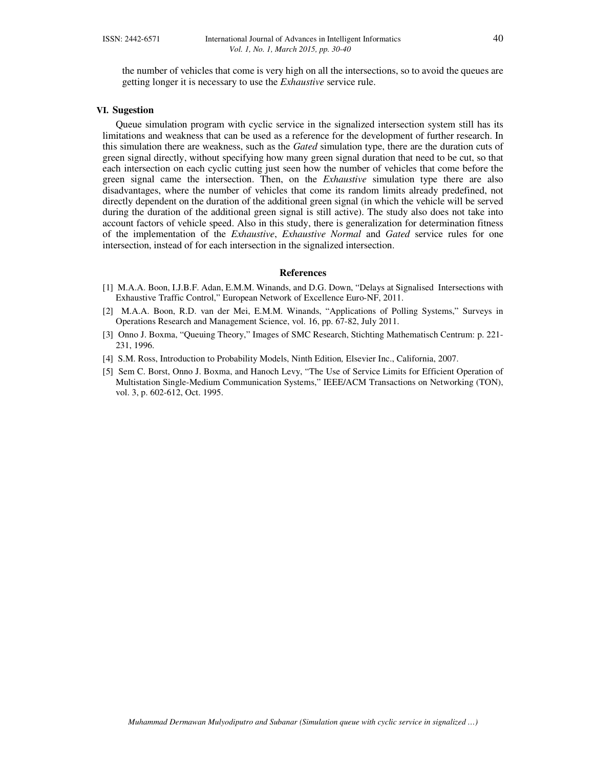the number of vehicles that come is very high on all the intersections, so to avoid the queues are getting longer it is necessary to use the *Exhaustive* service rule.

## VI. Sugestion

Queue simulation program with cyclic service in the signalized intersection system still has its limitations and weakness that can be used as a reference for the development of further research. In this simulation there are weakness, such as the *Gated* simulation type, there are the duration cuts of green signal directly, without specifying how many green signal duration that need to be cut, so that each intersection on each cyclic cutting just seen how the number of vehicles that come before the green signal came the intersection. Then, on the *Exhaustive* simulation type there are also disadvantages, where the number of vehicles that come its random limits already predefined, not directly dependent on the duration of the additional green signal (in which the vehicle will be served during the duration of the additional green signal is still active). The study also does not take into account factors of vehicle speed. Also in this study, there is generalization for determination fitness of the implementation of the *Exhaustive*, *Exhaustive Normal* and *Gated* service rules for one intersection, instead of for each intersection in the signalized intersection.

## References

[1] M.A.A. Boon, I.J.B.F. Adan, E.M.M. Winands, and D.G. Down, "Delays at Signalised Intersections with Exhaustive Traffic Control," European Network of Excellence Euro-NF, 2011.

[2] M.A.A. Boon, R.D. van der Mei, E.M.M. Winands, "Applications of Polling Systems," Surveys in Operations Research and Management Science, vol. 16, pp. 67-82, July 2011.

[3] Onno J. Boxma, "Queuing Theory," Images of SMC Research, Stichting Mathematisch Centrum: p. 221-231, 1996.

[4] S.M. Ross, Introduction to Probability Models, Ninth Edition, Elsevier Inc., California, 2007.

[5] Sem C. Borst, Onno J. Boxma, and Hanoch Levy, "The Use of Service Limits for Efficient Operation of Multistation Single-Medium Communication Systems," IEEE/ACM Transactions on Networking (TON), vol. 3, p. 602-612, Oct. 1995.